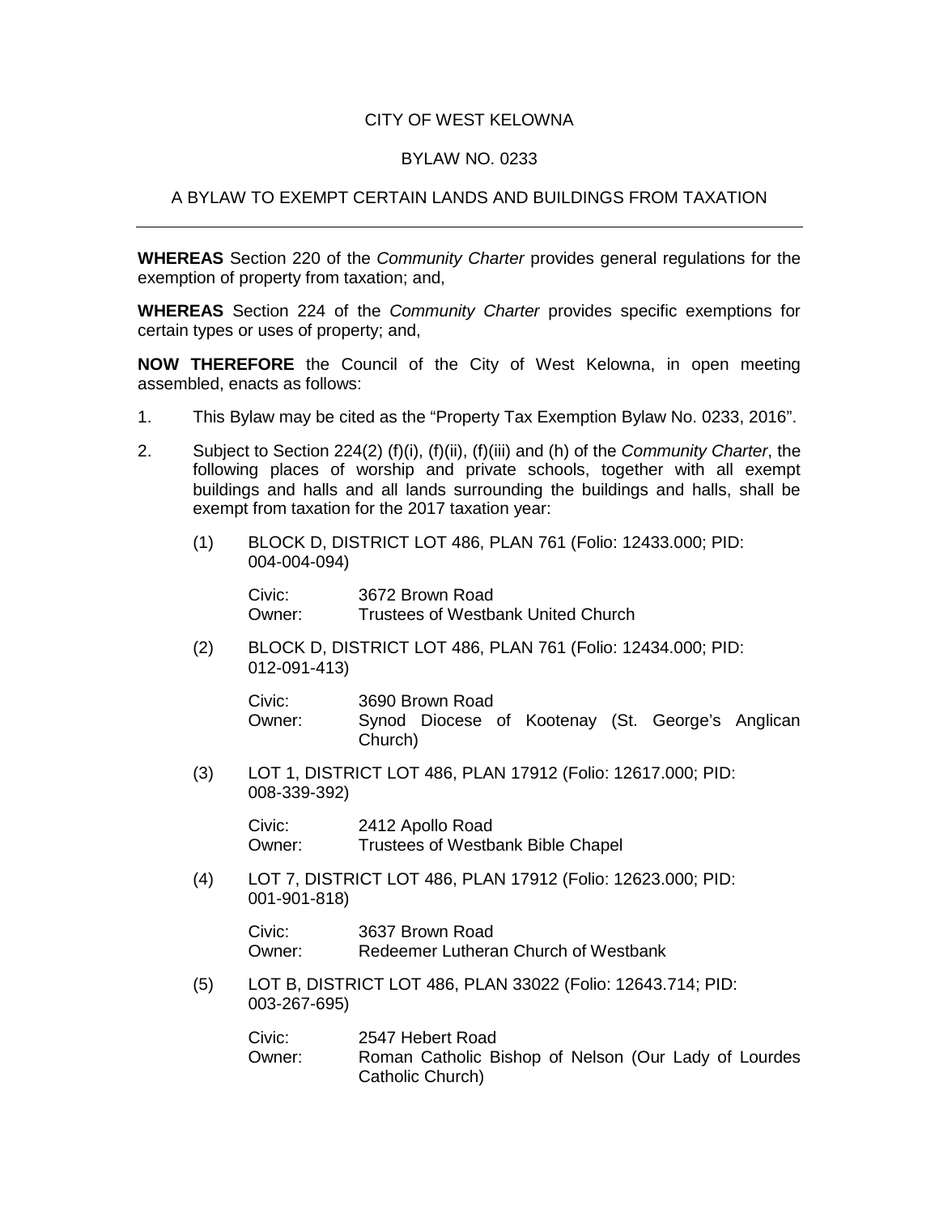# CITY OF WEST KELOWNA

## BYLAW NO. 0233

## A BYLAW TO EXEMPT CERTAIN LANDS AND BUILDINGS FROM TAXATION

---

**WHEREAS** Section 220 of the *Community Charter* provides general regulations for the exemption of property from taxation; and,

**WHEREAS** Section 224 of the *Community Charter* provides specific exemptions for certain types or uses of property; and,

**NOW THEREFORE** the Council of the City of West Kelowna, in open meeting assembled, enacts as follows:

1. This Bylaw may be cited as the "Property Tax Exemption Bylaw No. 0233, 2016".

2. Subject to Section 224(2) (f)(i), (f)(ii), (f)(iii) and (h) of the *Community Charter*, the following places of worship and private schools, together with all exempt buildings and halls and all lands surrounding the buildings and halls, shall be exempt from taxation for the 2017 taxation year:

   (1) BLOCK D, DISTRICT LOT 486, PLAN 761 (Folio: 12433.000; PID: 004-004-094)

   Civic: 3672 Brown Road
   Owner: Trustees of Westbank United Church

   (2) BLOCK D, DISTRICT LOT 486, PLAN 761 (Folio: 12434.000; PID: 012-091-413)

   Civic: 3690 Brown Road
   Owner: Synod Diocese of Kootenay (St. George's Anglican Church)

   (3) LOT 1, DISTRICT LOT 486, PLAN 17912 (Folio: 12617.000; PID: 008-339-392)

   Civic: 2412 Apollo Road
   Owner: Trustees of Westbank Bible Chapel

   (4) LOT 7, DISTRICT LOT 486, PLAN 17912 (Folio: 12623.000; PID: 001-901-818)

   Civic: 3637 Brown Road
   Owner: Redeemer Lutheran Church of Westbank

   (5) LOT B, DISTRICT LOT 486, PLAN 33022 (Folio: 12643.714; PID: 003-267-695)

   Civic: 2547 Hebert Road
   Owner: Roman Catholic Bishop of Nelson (Our Lady of Lourdes Catholic Church)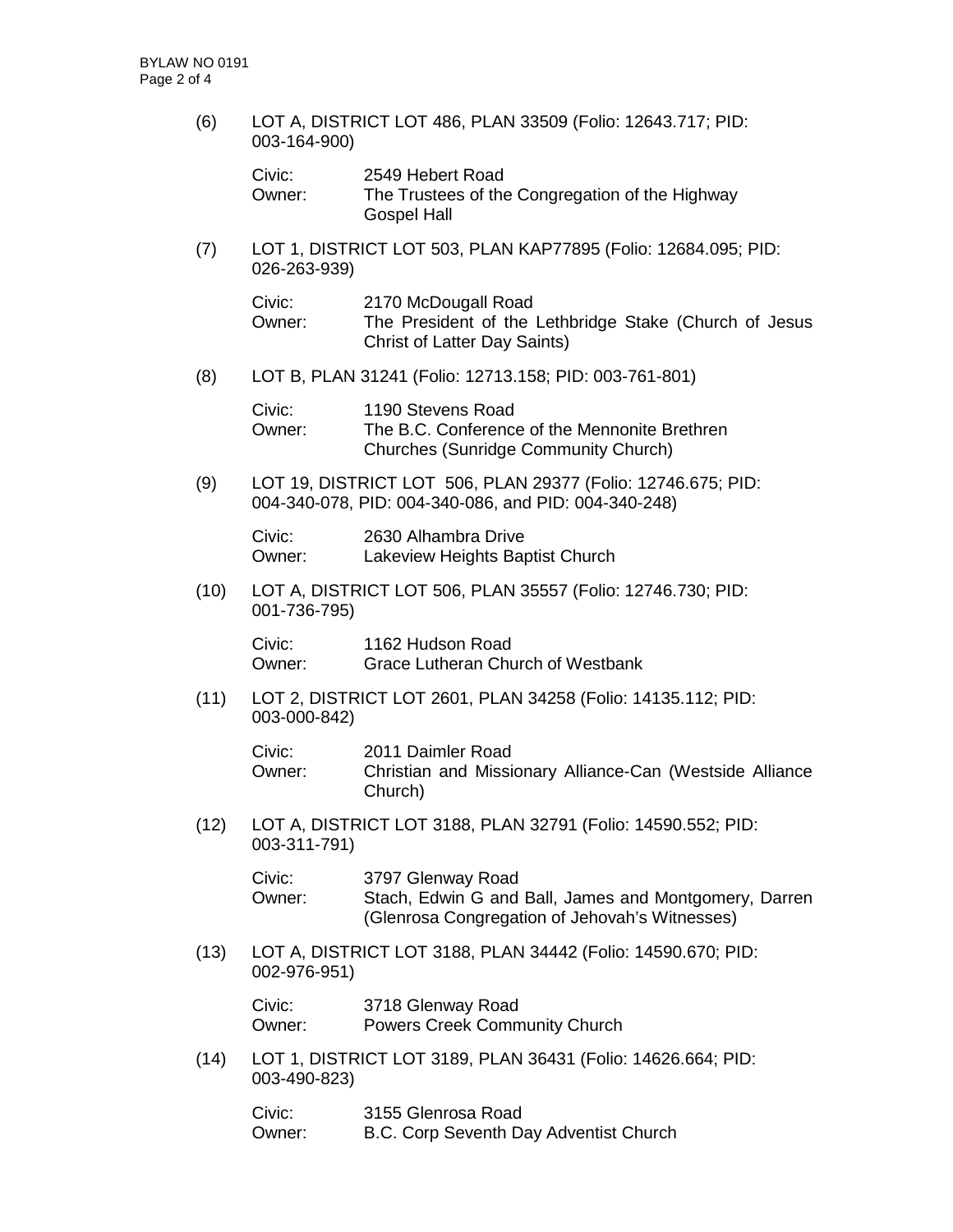(6) LOT A, DISTRICT LOT 486, PLAN 33509 (Folio: 12643.717; PID: 003-164-900)

Civic: 2549 Hebert Road
Owner: The Trustees of the Congregation of the Highway Gospel Hall

(7) LOT 1, DISTRICT LOT 503, PLAN KAP77895 (Folio: 12684.095; PID: 026-263-939)

Civic: 2170 McDougall Road
Owner: The President of the Lethbridge Stake (Church of Jesus Christ of Latter Day Saints)

(8) LOT B, PLAN 31241 (Folio: 12713.158; PID: 003-761-801)

Civic: 1190 Stevens Road
Owner: The B.C. Conference of the Mennonite Brethren Churches (Sunridge Community Church)

(9) LOT 19, DISTRICT LOT 506, PLAN 29377 (Folio: 12746.675; PID: 004-340-078, PID: 004-340-086, and PID: 004-340-248)

Civic: 2630 Alhambra Drive
Owner: Lakeview Heights Baptist Church

(10) LOT A, DISTRICT LOT 506, PLAN 35557 (Folio: 12746.730; PID: 001-736-795)

Civic: 1162 Hudson Road
Owner: Grace Lutheran Church of Westbank

(11) LOT 2, DISTRICT LOT 2601, PLAN 34258 (Folio: 14135.112; PID: 003-000-842)

Civic: 2011 Daimler Road
Owner: Christian and Missionary Alliance-Can (Westside Alliance Church)

(12) LOT A, DISTRICT LOT 3188, PLAN 32791 (Folio: 14590.552; PID: 003-311-791)

Civic: 3797 Glenway Road
Owner: Stach, Edwin G and Ball, James and Montgomery, Darren (Glenrosa Congregation of Jehovah's Witnesses)

(13) LOT A, DISTRICT LOT 3188, PLAN 34442 (Folio: 14590.670; PID: 002-976-951)

Civic: 3718 Glenway Road
Owner: Powers Creek Community Church

(14) LOT 1, DISTRICT LOT 3189, PLAN 36431 (Folio: 14626.664; PID: 003-490-823)

Civic: 3155 Glenrosa Road
Owner: B.C. Corp Seventh Day Adventist Church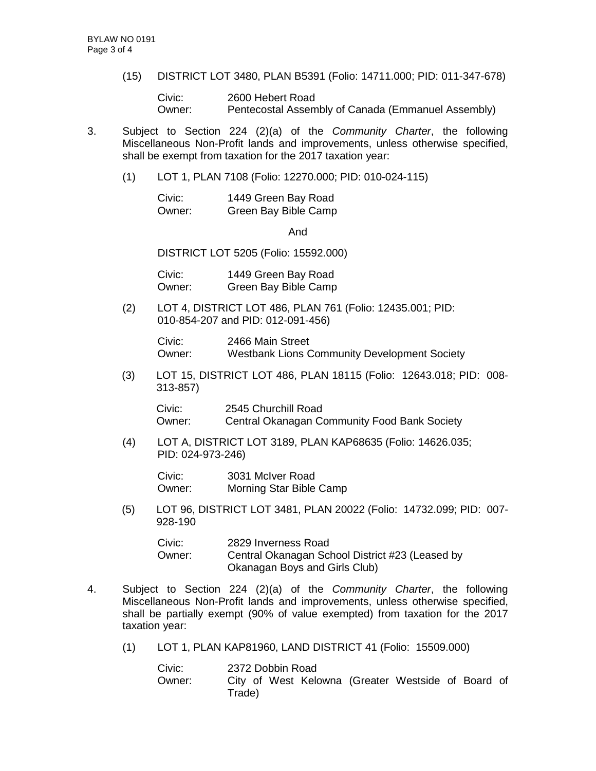(15) DISTRICT LOT 3480, PLAN B5391 (Folio: 14711.000; PID: 011-347-678)

Civic: 2600 Hebert Road
Owner: Pentecostal Assembly of Canada (Emmanuel Assembly)

3. Subject to Section 224 (2)(a) of the *Community Charter*, the following Miscellaneous Non-Profit lands and improvements, unless otherwise specified, shall be exempt from taxation for the 2017 taxation year:

(1) LOT 1, PLAN 7108 (Folio: 12270.000; PID: 010-024-115)

Civic: 1449 Green Bay Road
Owner: Green Bay Bible Camp

And

DISTRICT LOT 5205 (Folio: 15592.000)

Civic: 1449 Green Bay Road
Owner: Green Bay Bible Camp

(2) LOT 4, DISTRICT LOT 486, PLAN 761 (Folio: 12435.001; PID: 010-854-207 and PID: 012-091-456)

Civic: 2466 Main Street
Owner: Westbank Lions Community Development Society

(3) LOT 15, DISTRICT LOT 486, PLAN 18115 (Folio: 12643.018; PID: 008-313-857)

Civic: 2545 Churchill Road
Owner: Central Okanagan Community Food Bank Society

(4) LOT A, DISTRICT LOT 3189, PLAN KAP68635 (Folio: 14626.035; PID: 024-973-246)

Civic: 3031 McIver Road
Owner: Morning Star Bible Camp

(5) LOT 96, DISTRICT LOT 3481, PLAN 20022 (Folio: 14732.099; PID: 007-928-190

Civic: 2829 Inverness Road
Owner: Central Okanagan School District #23 (Leased by Okanagan Boys and Girls Club)

4. Subject to Section 224 (2)(a) of the *Community Charter*, the following Miscellaneous Non-Profit lands and improvements, unless otherwise specified, shall be partially exempt (90% of value exempted) from taxation for the 2017 taxation year:

(1) LOT 1, PLAN KAP81960, LAND DISTRICT 41 (Folio: 15509.000)

Civic: 2372 Dobbin Road
Owner: City of West Kelowna (Greater Westside of Board of Trade)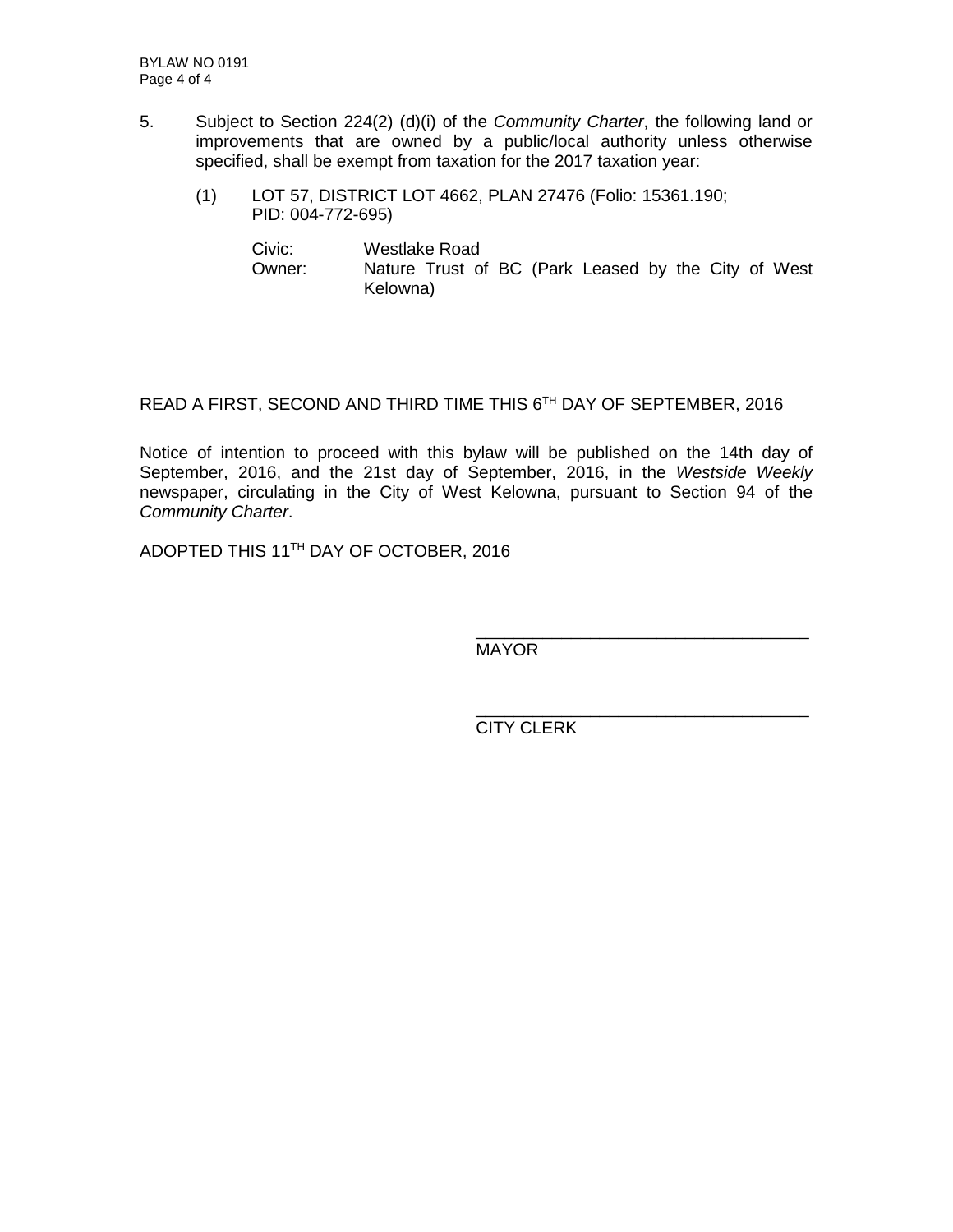5. Subject to Section 224(2) (d)(i) of the *Community Charter*, the following land or improvements that are owned by a public/local authority unless otherwise specified, shall be exempt from taxation for the 2017 taxation year:

   (1) LOT 57, DISTRICT LOT 4662, PLAN 27476 (Folio: 15361.190; PID: 004-772-695)

   Civic: Westlake Road
   Owner: Nature Trust of BC (Park Leased by the City of West Kelowna)

READ A FIRST, SECOND AND THIRD TIME THIS 6TH DAY OF SEPTEMBER, 2016

Notice of intention to proceed with this bylaw will be published on the 14th day of September, 2016, and the 21st day of September, 2016, in the *Westside Weekly* newspaper, circulating in the City of West Kelowna, pursuant to Section 94 of the *Community Charter*.

ADOPTED THIS 11TH DAY OF OCTOBER, 2016

\_\_\_\_\_\_\_\_\_\_\_\_\_\_\_\_\_\_\_\_\_\_\_\_\_\_\_\_\_\_\_\_\_\_
MAYOR

\_\_\_\_\_\_\_\_\_\_\_\_\_\_\_\_\_\_\_\_\_\_\_\_\_\_\_\_\_\_\_\_\_\_
CITY CLERK